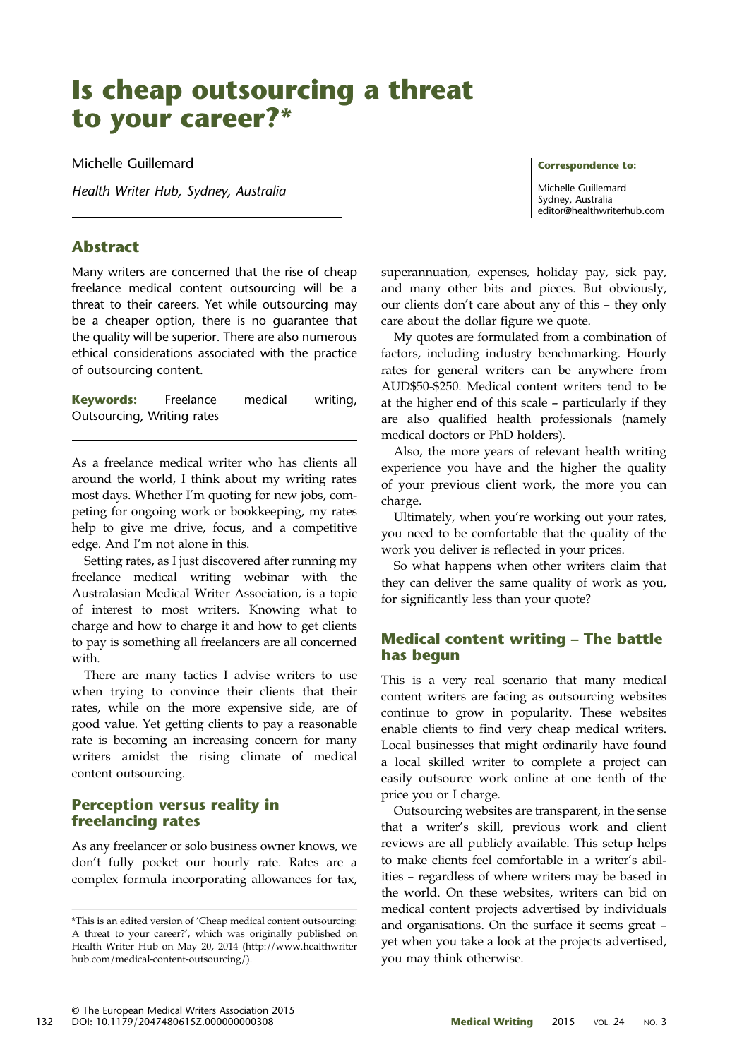# Is cheap outsourcing a threat to your career?*

Michelle Guillemard

*Health Writer Hub, Sydney, Australia*

**Correspondence to:**

Michelle Guillemard
Sydney, Australia
editor@healthwriterhub.com

## Abstract

Many writers are concerned that the rise of cheap freelance medical content outsourcing will be a threat to their careers. Yet while outsourcing may be a cheaper option, there is no guarantee that the quality will be superior. There are also numerous ethical considerations associated with the practice of outsourcing content.

**Keywords:** Freelance medical writing, Outsourcing, Writing rates

As a freelance medical writer who has clients all around the world, I think about my writing rates most days. Whether I'm quoting for new jobs, competing for ongoing work or bookkeeping, my rates help to give me drive, focus, and a competitive edge. And I'm not alone in this.

Setting rates, as I just discovered after running my freelance medical writing webinar with the Australasian Medical Writer Association, is a topic of interest to most writers. Knowing what to charge and how to charge it and how to get clients to pay is something all freelancers are all concerned with.

There are many tactics I advise writers to use when trying to convince their clients that their rates, while on the more expensive side, are of good value. Yet getting clients to pay a reasonable rate is becoming an increasing concern for many writers amidst the rising climate of medical content outsourcing.

## Perception versus reality in freelancing rates

As any freelancer or solo business owner knows, we don't fully pocket our hourly rate. Rates are a complex formula incorporating allowances for tax, superannuation, expenses, holiday pay, sick pay, and many other bits and pieces. But obviously, our clients don't care about any of this – they only care about the dollar figure we quote.

My quotes are formulated from a combination of factors, including industry benchmarking. Hourly rates for general writers can be anywhere from AUD$50-$250. Medical content writers tend to be at the higher end of this scale – particularly if they are also qualified health professionals (namely medical doctors or PhD holders).

Also, the more years of relevant health writing experience you have and the higher the quality of your previous client work, the more you can charge.

Ultimately, when you're working out your rates, you need to be comfortable that the quality of the work you deliver is reflected in your prices.

So what happens when other writers claim that they can deliver the same quality of work as you, for significantly less than your quote?

## Medical content writing – The battle has begun

This is a very real scenario that many medical content writers are facing as outsourcing websites continue to grow in popularity. These websites enable clients to find very cheap medical writers. Local businesses that might ordinarily have found a local skilled writer to complete a project can easily outsource work online at one tenth of the price you or I charge.

Outsourcing websites are transparent, in the sense that a writer's skill, previous work and client reviews are all publicly available. This setup helps to make clients feel comfortable in a writer's abilities – regardless of where writers may be based in the world. On these websites, writers can bid on medical content projects advertised by individuals and organisations. On the surface it seems great – yet when you take a look at the projects advertised, you may think otherwise.

*This is an edited version of 'Cheap medical content outsourcing: A threat to your career?', which was originally published on Health Writer Hub on May 20, 2014 (http://www.healthwriterhub.com/medical-content-outsourcing/).

© The European Medical Writers Association 2015
DOI: 10.1179/2047480615Z.000000000308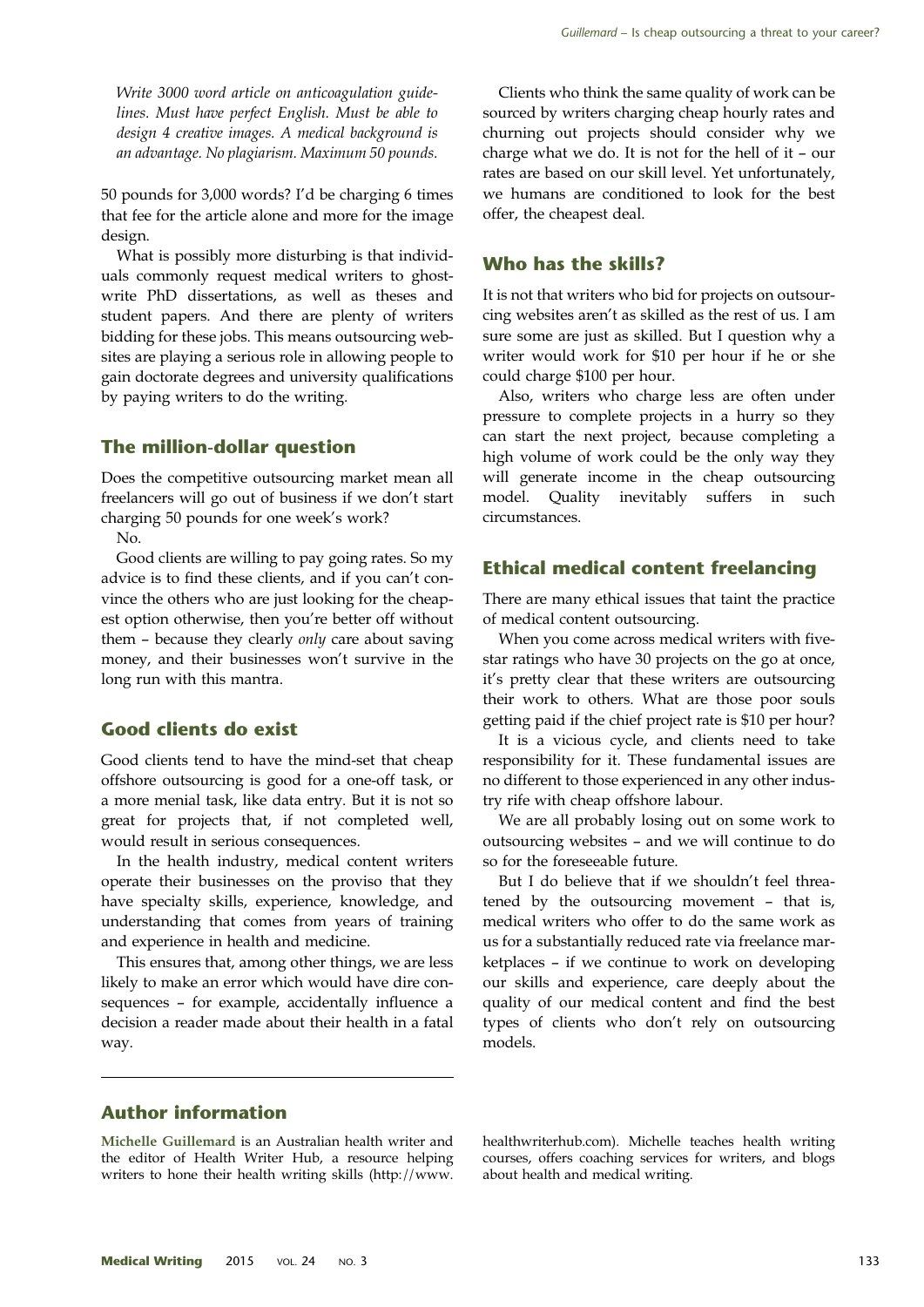*Write 3000 word article on anticoagulation guidelines. Must have perfect English. Must be able to design 4 creative images. A medical background is an advantage. No plagiarism. Maximum 50 pounds.*

50 pounds for 3,000 words? I'd be charging 6 times that fee for the article alone and more for the image design.

What is possibly more disturbing is that individuals commonly request medical writers to ghostwrite PhD dissertations, as well as theses and student papers. And there are plenty of writers bidding for these jobs. This means outsourcing websites are playing a serious role in allowing people to gain doctorate degrees and university qualifications by paying writers to do the writing.

## The million-dollar question

Does the competitive outsourcing market mean all freelancers will go out of business if we don't start charging 50 pounds for one week's work?

No.

Good clients are willing to pay going rates. So my advice is to find these clients, and if you can't convince the others who are just looking for the cheapest option otherwise, then you're better off without them – because they clearly *only* care about saving money, and their businesses won't survive in the long run with this mantra.

## Good clients do exist

Good clients tend to have the mind-set that cheap offshore outsourcing is good for a one-off task, or a more menial task, like data entry. But it is not so great for projects that, if not completed well, would result in serious consequences.

In the health industry, medical content writers operate their businesses on the proviso that they have specialty skills, experience, knowledge, and understanding that comes from years of training and experience in health and medicine.

This ensures that, among other things, we are less likely to make an error which would have dire consequences – for example, accidentally influence a decision a reader made about their health in a fatal way.

Clients who think the same quality of work can be sourced by writers charging cheap hourly rates and churning out projects should consider why we charge what we do. It is not for the hell of it – our rates are based on our skill level. Yet unfortunately, we humans are conditioned to look for the best offer, the cheapest deal.

## Who has the skills?

It is not that writers who bid for projects on outsourcing websites aren't as skilled as the rest of us. I am sure some are just as skilled. But I question why a writer would work for $10 per hour if he or she could charge $100 per hour.

Also, writers who charge less are often under pressure to complete projects in a hurry so they can start the next project, because completing a high volume of work could be the only way they will generate income in the cheap outsourcing model. Quality inevitably suffers in such circumstances.

## Ethical medical content freelancing

There are many ethical issues that taint the practice of medical content outsourcing.

When you come across medical writers with five-star ratings who have 30 projects on the go at once, it's pretty clear that these writers are outsourcing their work to others. What are those poor souls getting paid if the chief project rate is $10 per hour?

It is a vicious cycle, and clients need to take responsibility for it. These fundamental issues are no different to those experienced in any other industry rife with cheap offshore labour.

We are all probably losing out on some work to outsourcing websites – and we will continue to do so for the foreseeable future.

But I do believe that if we shouldn't feel threatened by the outsourcing movement – that is, medical writers who offer to do the same work as us for a substantially reduced rate via freelance marketplaces – if we continue to work on developing our skills and experience, care deeply about the quality of our medical content and find the best types of clients who don't rely on outsourcing models.

## Author information

**Michelle Guillemard** is an Australian health writer and the editor of Health Writer Hub, a resource helping writers to hone their health writing skills (http://www.healthwriterhub.com). Michelle teaches health writing courses, offers coaching services for writers, and blogs about health and medical writing.